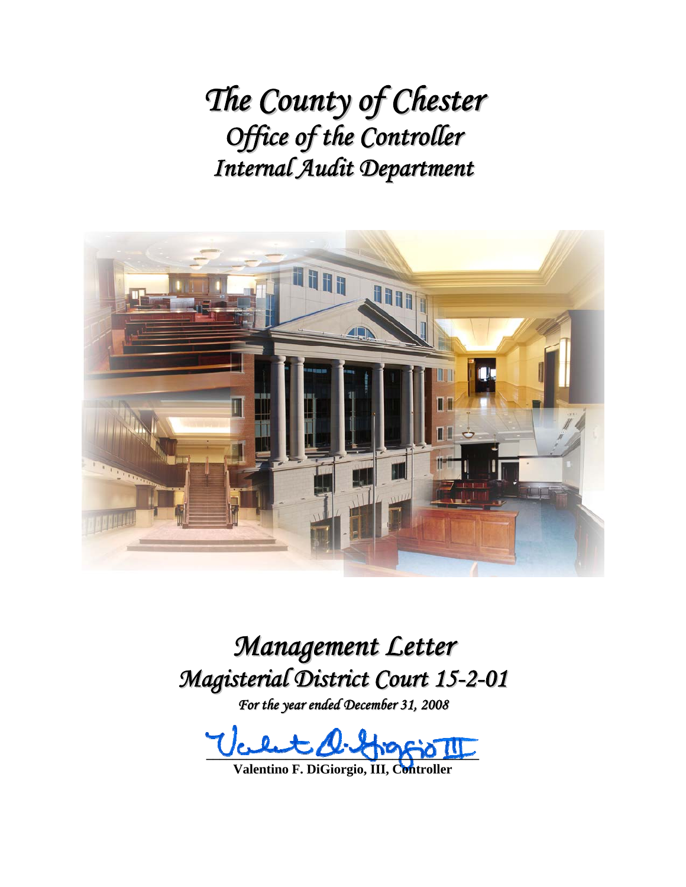# *The County of Chester*
## *Office of the Controller*
## *Internal Audit Department*

# *Management Letter*
## *Magisterial District Court 15-2-01*

*For the year ended December 31, 2008*

**Valentino F. DiGiorgio, III, Controller**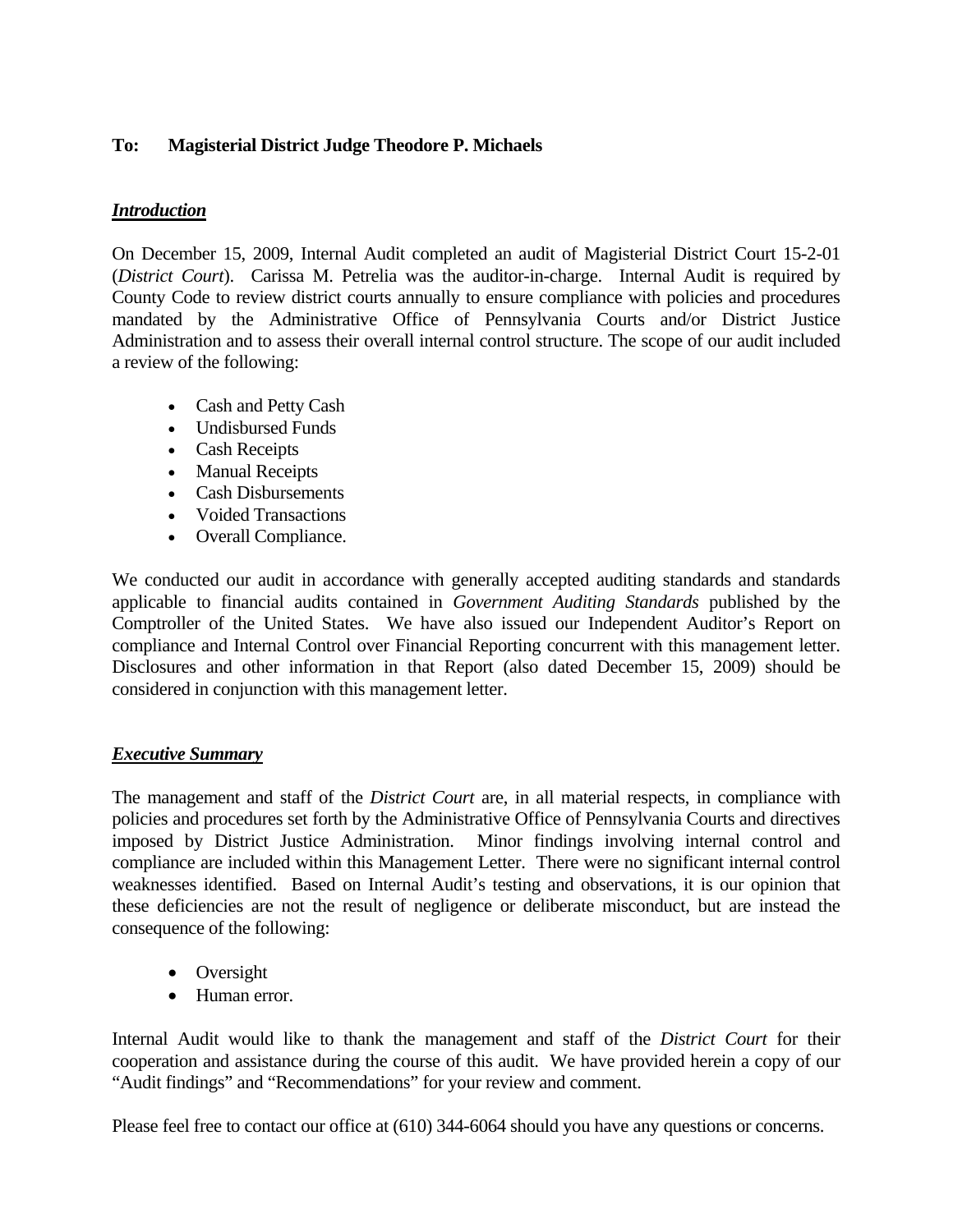**To: Magisterial District Judge Theodore P. Michaels**

***Introduction***

On December 15, 2009, Internal Audit completed an audit of Magisterial District Court 15-2-01 (*District Court*). Carissa M. Petrelia was the auditor-in-charge. Internal Audit is required by County Code to review district courts annually to ensure compliance with policies and procedures mandated by the Administrative Office of Pennsylvania Courts and/or District Justice Administration and to assess their overall internal control structure. The scope of our audit included a review of the following:

- Cash and Petty Cash
- Undisbursed Funds
- Cash Receipts
- Manual Receipts
- Cash Disbursements
- Voided Transactions
- Overall Compliance.

We conducted our audit in accordance with generally accepted auditing standards and standards applicable to financial audits contained in *Government Auditing Standards* published by the Comptroller of the United States. We have also issued our Independent Auditor's Report on compliance and Internal Control over Financial Reporting concurrent with this management letter. Disclosures and other information in that Report (also dated December 15, 2009) should be considered in conjunction with this management letter.

***Executive Summary***

The management and staff of the *District Court* are, in all material respects, in compliance with policies and procedures set forth by the Administrative Office of Pennsylvania Courts and directives imposed by District Justice Administration. Minor findings involving internal control and compliance are included within this Management Letter. There were no significant internal control weaknesses identified. Based on Internal Audit's testing and observations, it is our opinion that these deficiencies are not the result of negligence or deliberate misconduct, but are instead the consequence of the following:

- Oversight
- Human error.

Internal Audit would like to thank the management and staff of the *District Court* for their cooperation and assistance during the course of this audit. We have provided herein a copy of our "Audit findings" and "Recommendations" for your review and comment.

Please feel free to contact our office at (610) 344-6064 should you have any questions or concerns.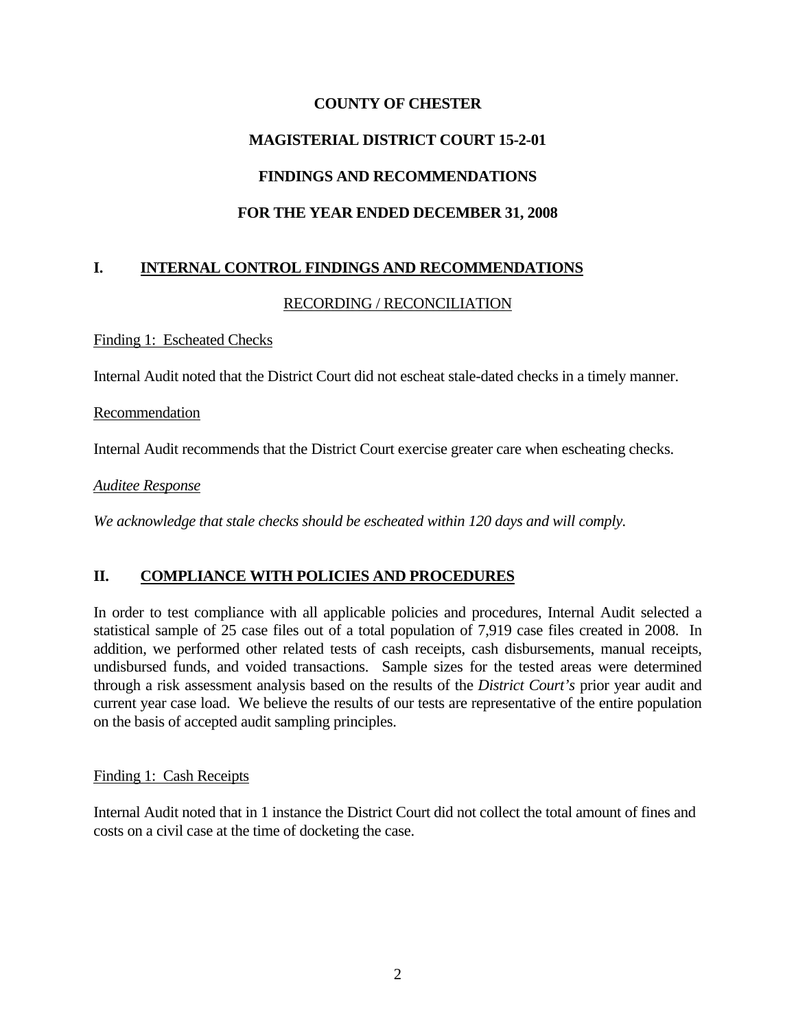**COUNTY OF CHESTER**

**MAGISTERIAL DISTRICT COURT 15-2-01**

**FINDINGS AND RECOMMENDATIONS**

**FOR THE YEAR ENDED DECEMBER 31, 2008**

## I. INTERNAL CONTROL FINDINGS AND RECOMMENDATIONS

### RECORDING / RECONCILIATION

Finding 1: Escheated Checks

Internal Audit noted that the District Court did not escheat stale-dated checks in a timely manner.

Recommendation

Internal Audit recommends that the District Court exercise greater care when escheating checks.

*Auditee Response*

*We acknowledge that stale checks should be escheated within 120 days and will comply.*

## II. COMPLIANCE WITH POLICIES AND PROCEDURES

In order to test compliance with all applicable policies and procedures, Internal Audit selected a statistical sample of 25 case files out of a total population of 7,919 case files created in 2008. In addition, we performed other related tests of cash receipts, cash disbursements, manual receipts, undisbursed funds, and voided transactions. Sample sizes for the tested areas were determined through a risk assessment analysis based on the results of the *District Court's* prior year audit and current year case load. We believe the results of our tests are representative of the entire population on the basis of accepted audit sampling principles.

Finding 1: Cash Receipts

Internal Audit noted that in 1 instance the District Court did not collect the total amount of fines and costs on a civil case at the time of docketing the case.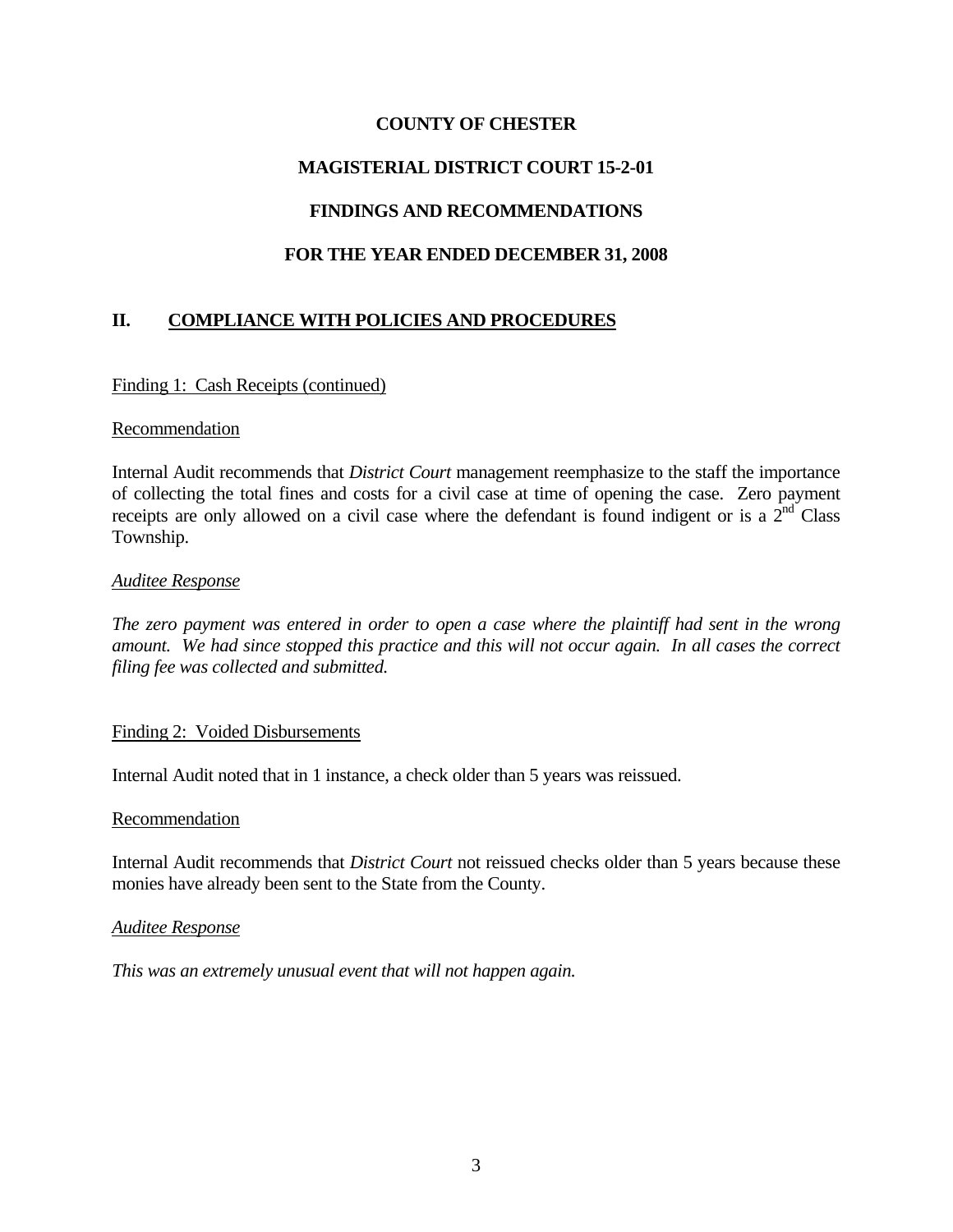# COUNTY OF CHESTER

## MAGISTERIAL DISTRICT COURT 15-2-01

## FINDINGS AND RECOMMENDATIONS

## FOR THE YEAR ENDED DECEMBER 31, 2008

## II. COMPLIANCE WITH POLICIES AND PROCEDURES

Finding 1: Cash Receipts (continued)

Recommendation

Internal Audit recommends that *District Court* management reemphasize to the staff the importance of collecting the total fines and costs for a civil case at time of opening the case. Zero payment receipts are only allowed on a civil case where the defendant is found indigent or is a 2nd Class Township.

*Auditee Response*

*The zero payment was entered in order to open a case where the plaintiff had sent in the wrong amount. We had since stopped this practice and this will not occur again. In all cases the correct filing fee was collected and submitted.*

Finding 2: Voided Disbursements

Internal Audit noted that in 1 instance, a check older than 5 years was reissued.

Recommendation

Internal Audit recommends that *District Court* not reissued checks older than 5 years because these monies have already been sent to the State from the County.

*Auditee Response*

*This was an extremely unusual event that will not happen again.*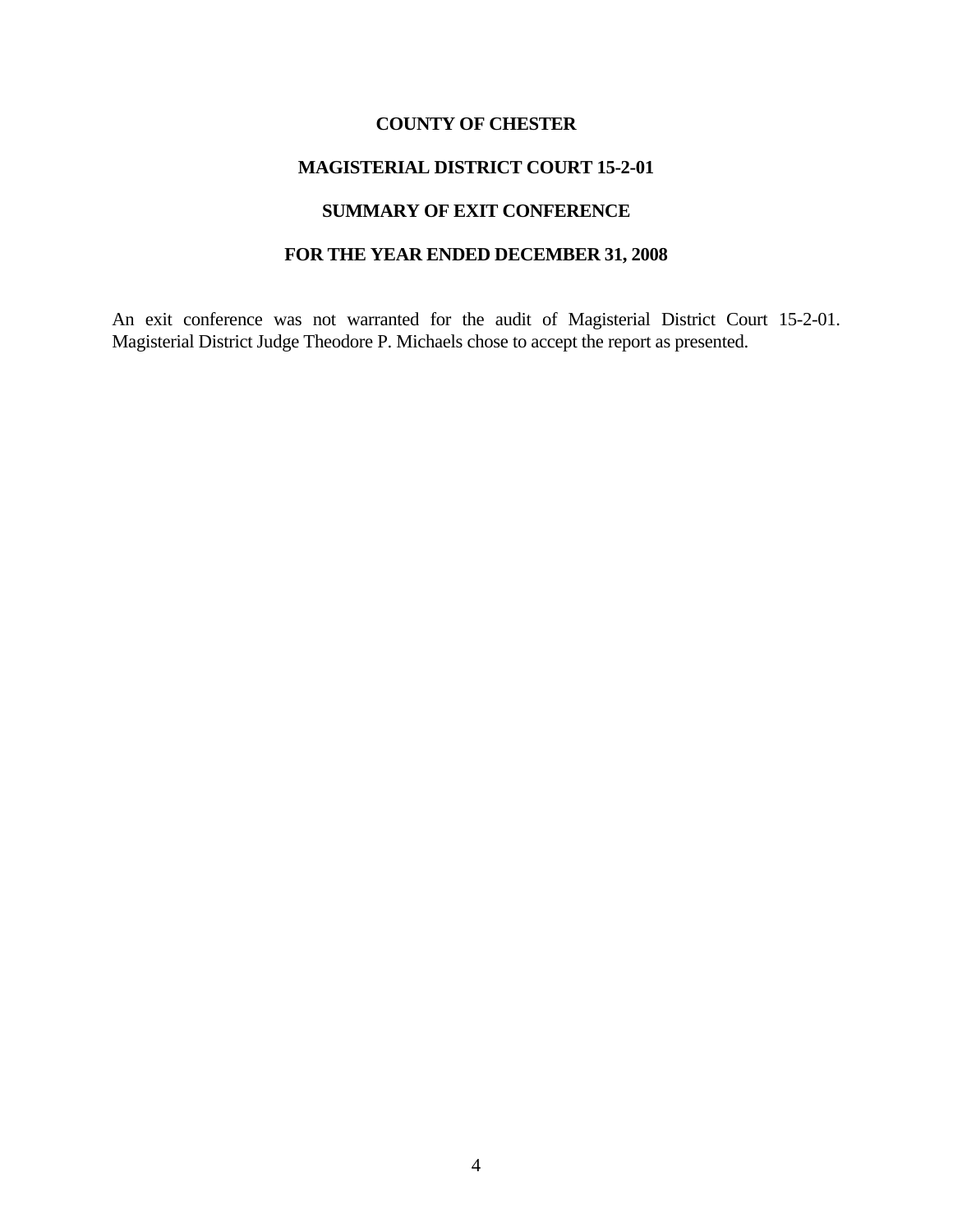**COUNTY OF CHESTER**

**MAGISTERIAL DISTRICT COURT 15-2-01**

**SUMMARY OF EXIT CONFERENCE**

**FOR THE YEAR ENDED DECEMBER 31, 2008**

An exit conference was not warranted for the audit of Magisterial District Court 15-2-01. Magisterial District Judge Theodore P. Michaels chose to accept the report as presented.